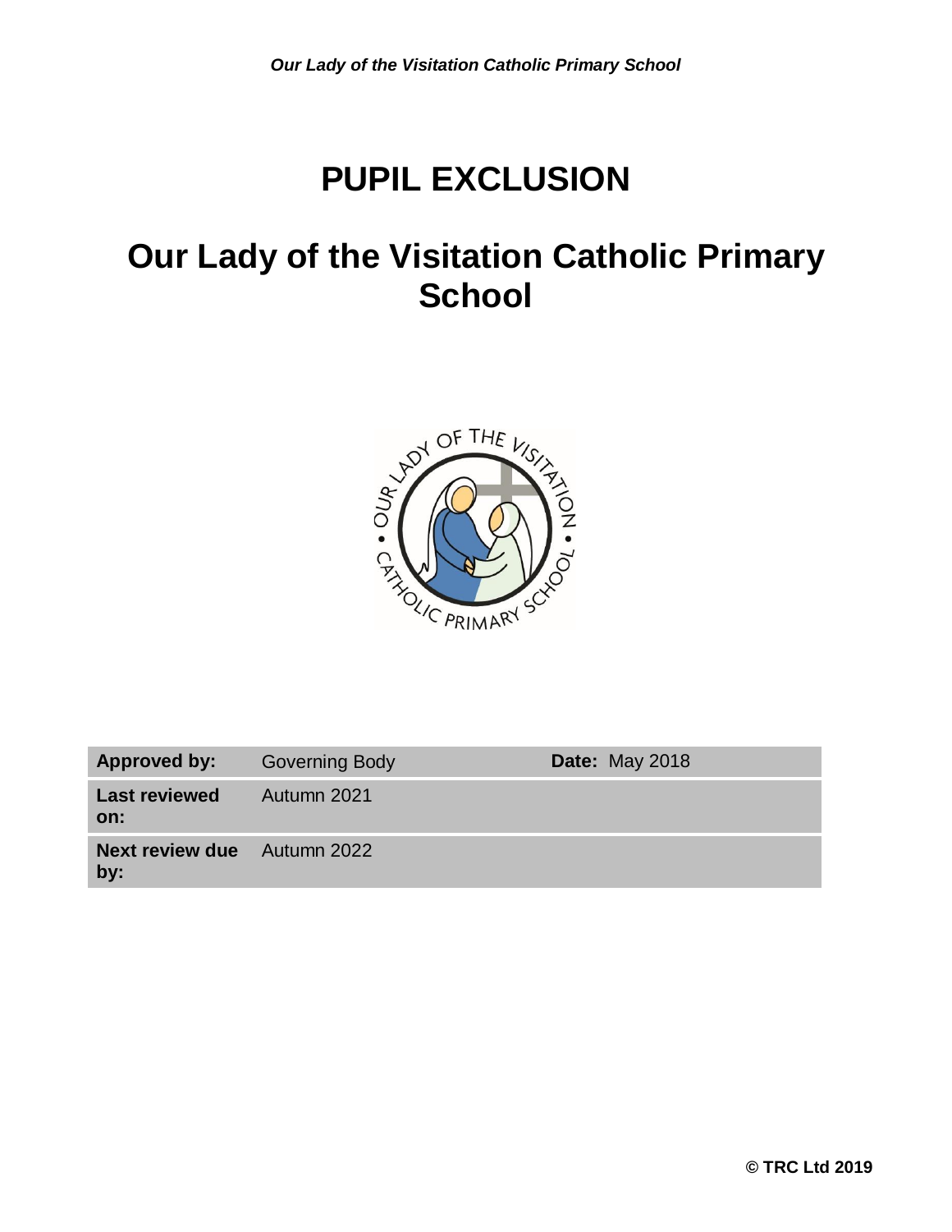# PUPIL EXCLUSION

# Our Lady of the Visitation Catholic Primary School

| **Approved by:** | Governing Body | **Date:** May 2018 |
|---|---|---|
| **Last reviewed on:** | Autumn 2021 | |
| **Next review due by:** | Autumn 2022 | |

**© TRC Ltd 2019**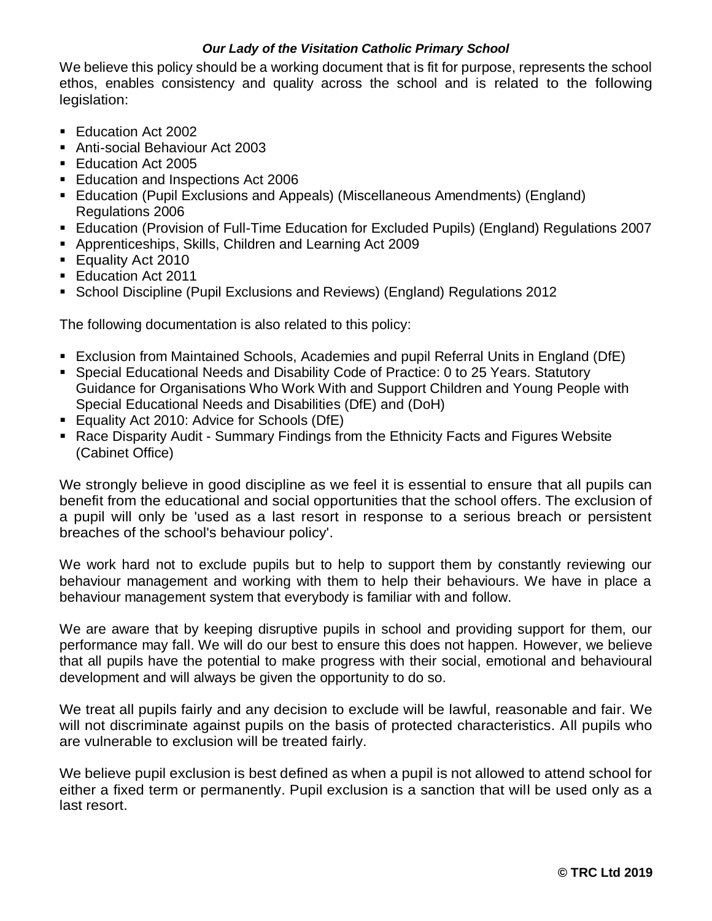***Our Lady of the Visitation Catholic Primary School***

We believe this policy should be a working document that is fit for purpose, represents the school ethos, enables consistency and quality across the school and is related to the following legislation:

- Education Act 2002
- Anti-social Behaviour Act 2003
- Education Act 2005
- Education and Inspections Act 2006
- Education (Pupil Exclusions and Appeals) (Miscellaneous Amendments) (England) Regulations 2006
- Education (Provision of Full-Time Education for Excluded Pupils) (England) Regulations 2007
- Apprenticeships, Skills, Children and Learning Act 2009
- Equality Act 2010
- Education Act 2011
- School Discipline (Pupil Exclusions and Reviews) (England) Regulations 2012

The following documentation is also related to this policy:

- Exclusion from Maintained Schools, Academies and pupil Referral Units in England (DfE)
- Special Educational Needs and Disability Code of Practice: 0 to 25 Years. Statutory Guidance for Organisations Who Work With and Support Children and Young People with Special Educational Needs and Disabilities (DfE) and (DoH)
- Equality Act 2010: Advice for Schools (DfE)
- Race Disparity Audit - Summary Findings from the Ethnicity Facts and Figures Website (Cabinet Office)

We strongly believe in good discipline as we feel it is essential to ensure that all pupils can benefit from the educational and social opportunities that the school offers. The exclusion of a pupil will only be 'used as a last resort in response to a serious breach or persistent breaches of the school's behaviour policy'.

We work hard not to exclude pupils but to help to support them by constantly reviewing our behaviour management and working with them to help their behaviours. We have in place a behaviour management system that everybody is familiar with and follow.

We are aware that by keeping disruptive pupils in school and providing support for them, our performance may fall. We will do our best to ensure this does not happen. However, we believe that all pupils have the potential to make progress with their social, emotional and behavioural development and will always be given the opportunity to do so.

We treat all pupils fairly and any decision to exclude will be lawful, reasonable and fair. We will not discriminate against pupils on the basis of protected characteristics. All pupils who are vulnerable to exclusion will be treated fairly.

We believe pupil exclusion is best defined as when a pupil is not allowed to attend school for either a fixed term or permanently. Pupil exclusion is a sanction that will be used only as a last resort.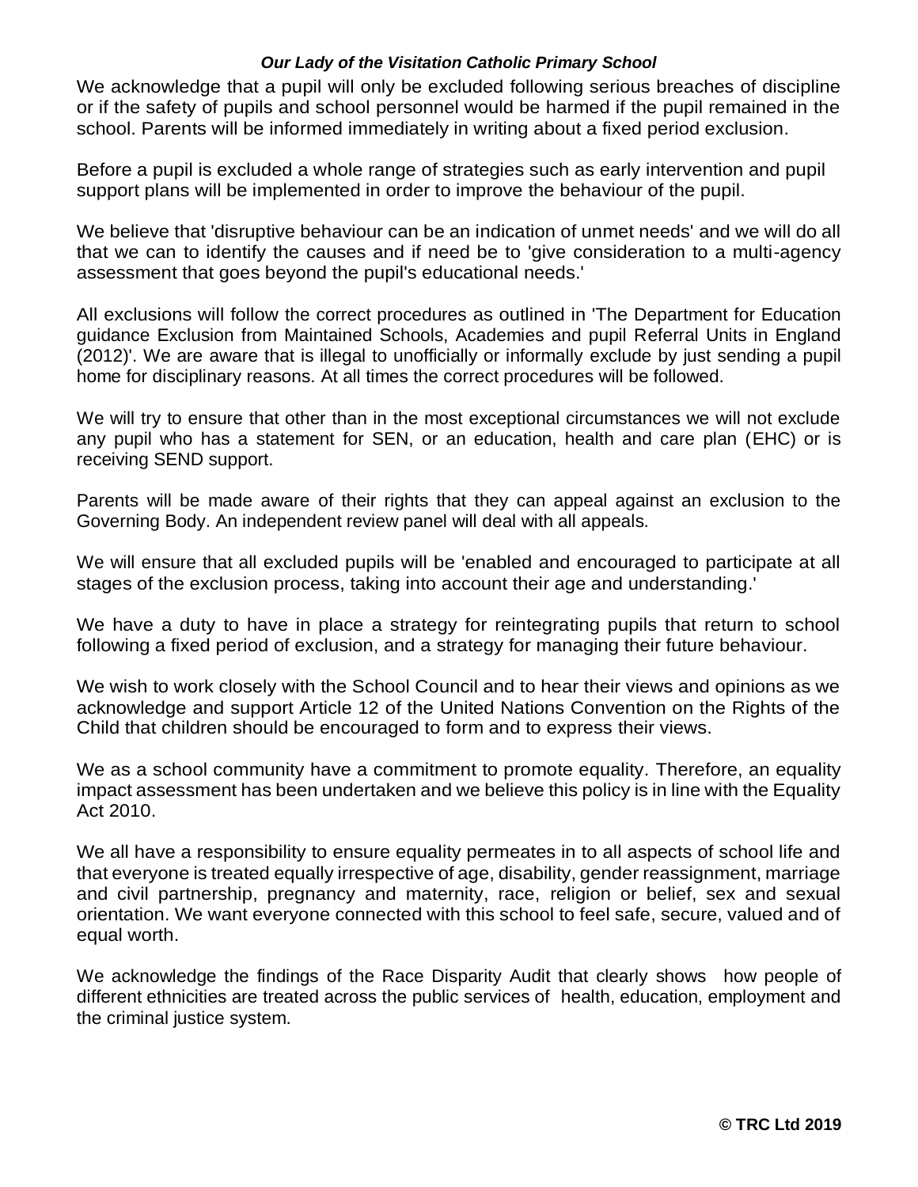We acknowledge that a pupil will only be excluded following serious breaches of discipline or if the safety of pupils and school personnel would be harmed if the pupil remained in the school. Parents will be informed immediately in writing about a fixed period exclusion.

Before a pupil is excluded a whole range of strategies such as early intervention and pupil support plans will be implemented in order to improve the behaviour of the pupil.

We believe that 'disruptive behaviour can be an indication of unmet needs' and we will do all that we can to identify the causes and if need be to 'give consideration to a multi-agency assessment that goes beyond the pupil's educational needs.'

All exclusions will follow the correct procedures as outlined in 'The Department for Education guidance Exclusion from Maintained Schools, Academies and pupil Referral Units in England (2012)'. We are aware that is illegal to unofficially or informally exclude by just sending a pupil home for disciplinary reasons. At all times the correct procedures will be followed.

We will try to ensure that other than in the most exceptional circumstances we will not exclude any pupil who has a statement for SEN, or an education, health and care plan (EHC) or is receiving SEND support.

Parents will be made aware of their rights that they can appeal against an exclusion to the Governing Body. An independent review panel will deal with all appeals.

We will ensure that all excluded pupils will be 'enabled and encouraged to participate at all stages of the exclusion process, taking into account their age and understanding.'

We have a duty to have in place a strategy for reintegrating pupils that return to school following a fixed period of exclusion, and a strategy for managing their future behaviour.

We wish to work closely with the School Council and to hear their views and opinions as we acknowledge and support Article 12 of the United Nations Convention on the Rights of the Child that children should be encouraged to form and to express their views.

We as a school community have a commitment to promote equality. Therefore, an equality impact assessment has been undertaken and we believe this policy is in line with the Equality Act 2010.

We all have a responsibility to ensure equality permeates in to all aspects of school life and that everyone is treated equally irrespective of age, disability, gender reassignment, marriage and civil partnership, pregnancy and maternity, race, religion or belief, sex and sexual orientation. We want everyone connected with this school to feel safe, secure, valued and of equal worth.

We acknowledge the findings of the Race Disparity Audit that clearly shows how people of different ethnicities are treated across the public services of health, education, employment and the criminal justice system.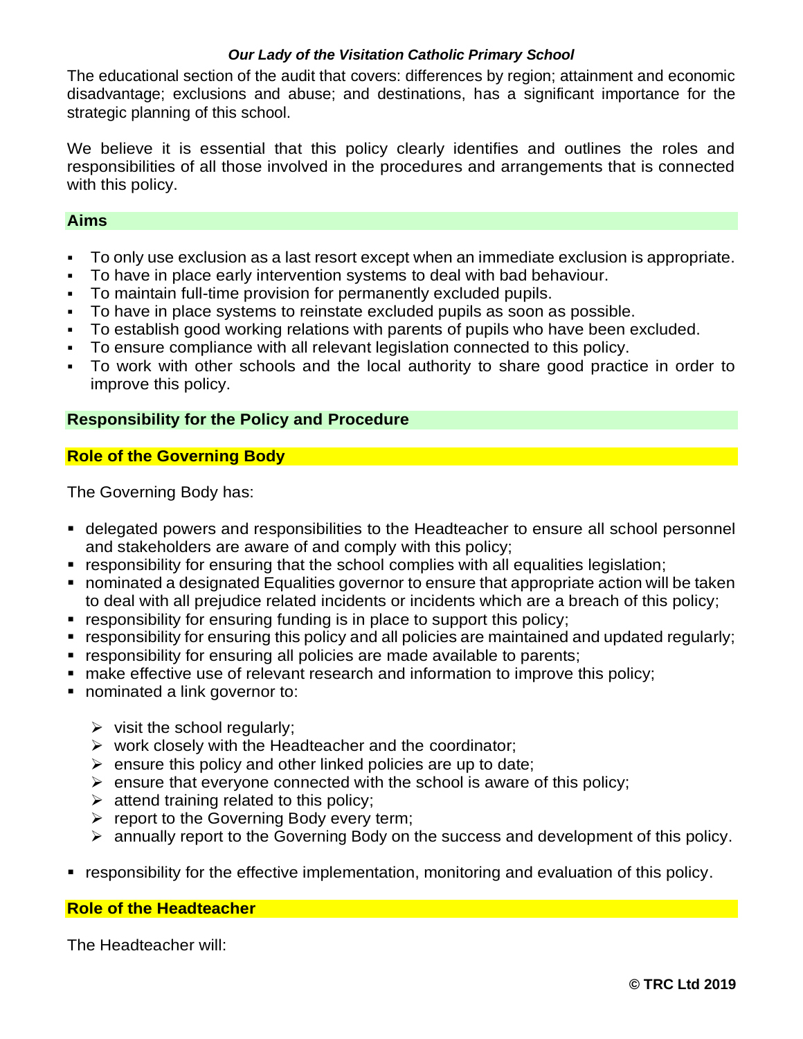The educational section of the audit that covers: differences by region; attainment and economic disadvantage; exclusions and abuse; and destinations, has a significant importance for the strategic planning of this school.

We believe it is essential that this policy clearly identifies and outlines the roles and responsibilities of all those involved in the procedures and arrangements that is connected with this policy.

## Aims

- To only use exclusion as a last resort except when an immediate exclusion is appropriate.
- To have in place early intervention systems to deal with bad behaviour.
- To maintain full-time provision for permanently excluded pupils.
- To have in place systems to reinstate excluded pupils as soon as possible.
- To establish good working relations with parents of pupils who have been excluded.
- To ensure compliance with all relevant legislation connected to this policy.
- To work with other schools and the local authority to share good practice in order to improve this policy.

## Responsibility for the Policy and Procedure

### Role of the Governing Body

The Governing Body has:

- delegated powers and responsibilities to the Headteacher to ensure all school personnel and stakeholders are aware of and comply with this policy;
- responsibility for ensuring that the school complies with all equalities legislation;
- nominated a designated Equalities governor to ensure that appropriate action will be taken to deal with all prejudice related incidents or incidents which are a breach of this policy;
- responsibility for ensuring funding is in place to support this policy;
- responsibility for ensuring this policy and all policies are maintained and updated regularly;
- responsibility for ensuring all policies are made available to parents;
- make effective use of relevant research and information to improve this policy;
- nominated a link governor to:
  - visit the school regularly;
  - work closely with the Headteacher and the coordinator;
  - ensure this policy and other linked policies are up to date;
  - ensure that everyone connected with the school is aware of this policy;
  - attend training related to this policy;
  - report to the Governing Body every term;
  - annually report to the Governing Body on the success and development of this policy.
- responsibility for the effective implementation, monitoring and evaluation of this policy.

### Role of the Headteacher

The Headteacher will: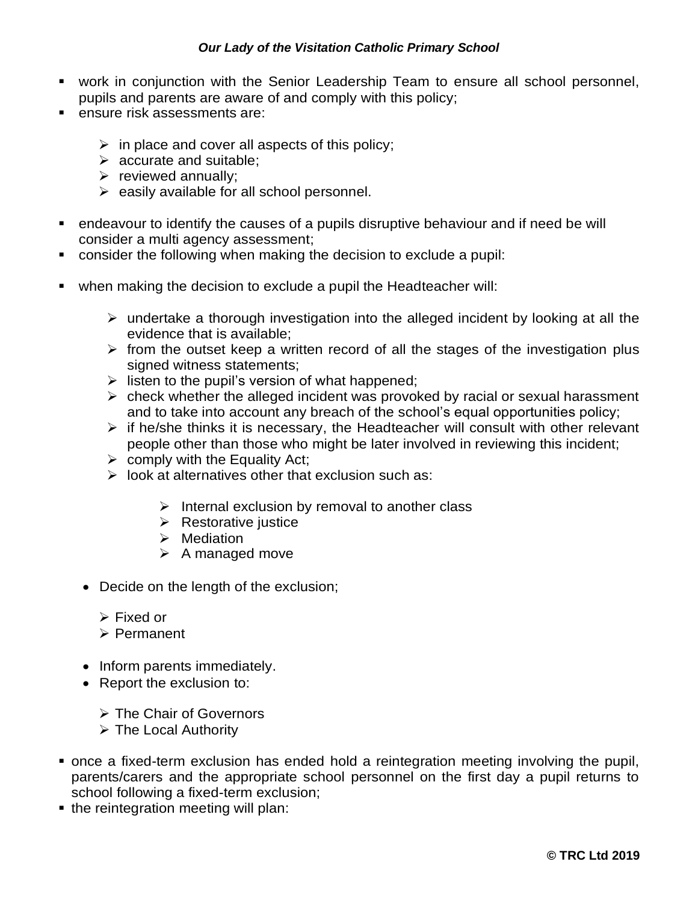- work in conjunction with the Senior Leadership Team to ensure all school personnel, pupils and parents are aware of and comply with this policy;
- ensure risk assessments are:
  - in place and cover all aspects of this policy;
  - accurate and suitable;
  - reviewed annually;
  - easily available for all school personnel.
- endeavour to identify the causes of a pupils disruptive behaviour and if need be will consider a multi agency assessment;
- consider the following when making the decision to exclude a pupil:
- when making the decision to exclude a pupil the Headteacher will:
  - undertake a thorough investigation into the alleged incident by looking at all the evidence that is available;
  - from the outset keep a written record of all the stages of the investigation plus signed witness statements;
  - listen to the pupil's version of what happened;
  - check whether the alleged incident was provoked by racial or sexual harassment and to take into account any breach of the school's equal opportunities policy;
  - if he/she thinks it is necessary, the Headteacher will consult with other relevant people other than those who might be later involved in reviewing this incident;
  - comply with the Equality Act;
  - look at alternatives other that exclusion such as:
    - Internal exclusion by removal to another class
    - Restorative justice
    - Mediation
    - A managed move
  - Decide on the length of the exclusion;
    - Fixed or
    - Permanent
  - Inform parents immediately.
  - Report the exclusion to:
    - The Chair of Governors
    - The Local Authority
- once a fixed-term exclusion has ended hold a reintegration meeting involving the pupil, parents/carers and the appropriate school personnel on the first day a pupil returns to school following a fixed-term exclusion;
- the reintegration meeting will plan: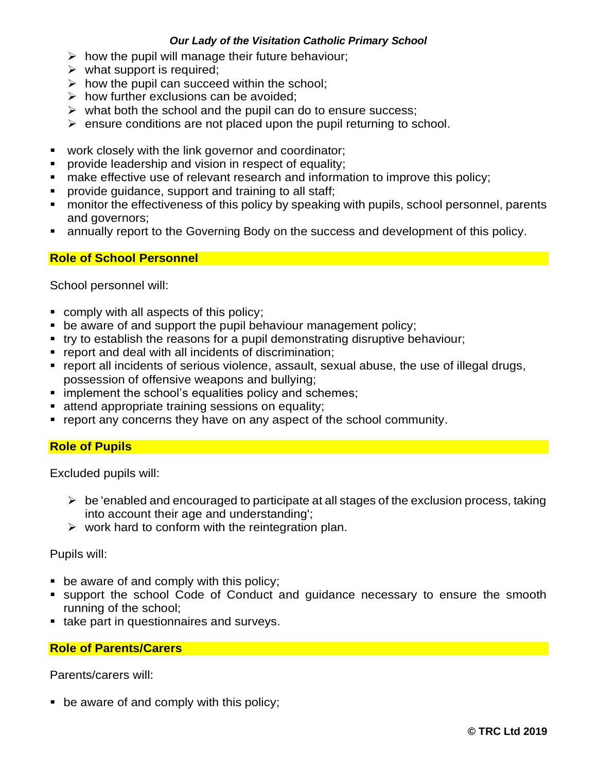- how the pupil will manage their future behaviour;
  - what support is required;
  - how the pupil can succeed within the school;
  - how further exclusions can be avoided;
  - what both the school and the pupil can do to ensure success;
  - ensure conditions are not placed upon the pupil returning to school.

- work closely with the link governor and coordinator;
- provide leadership and vision in respect of equality;
- make effective use of relevant research and information to improve this policy;
- provide guidance, support and training to all staff;
- monitor the effectiveness of this policy by speaking with pupils, school personnel, parents and governors;
- annually report to the Governing Body on the success and development of this policy.

## Role of School Personnel

School personnel will:

- comply with all aspects of this policy;
- be aware of and support the pupil behaviour management policy;
- try to establish the reasons for a pupil demonstrating disruptive behaviour;
- report and deal with all incidents of discrimination;
- report all incidents of serious violence, assault, sexual abuse, the use of illegal drugs, possession of offensive weapons and bullying;
- implement the school's equalities policy and schemes;
- attend appropriate training sessions on equality;
- report any concerns they have on any aspect of the school community.

## Role of Pupils

Excluded pupils will:

- be 'enabled and encouraged to participate at all stages of the exclusion process, taking into account their age and understanding';
- work hard to conform with the reintegration plan.

Pupils will:

- be aware of and comply with this policy;
- support the school Code of Conduct and guidance necessary to ensure the smooth running of the school;
- take part in questionnaires and surveys.

## Role of Parents/Carers

Parents/carers will:

- be aware of and comply with this policy;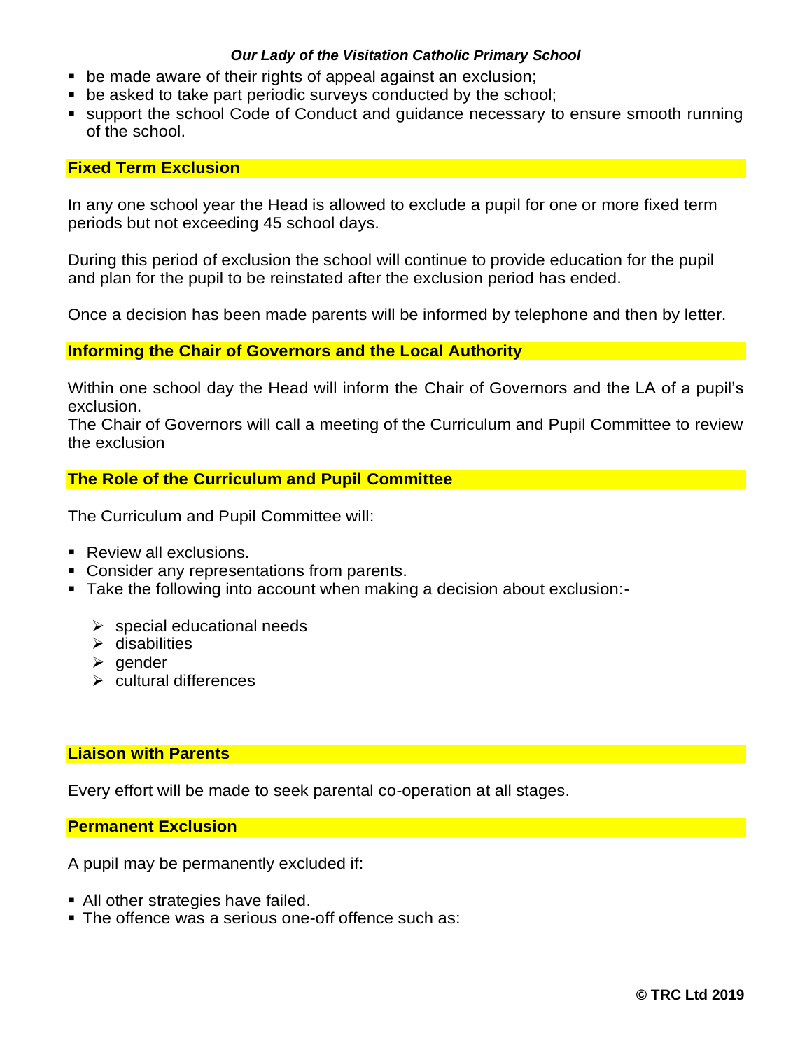- be made aware of their rights of appeal against an exclusion;
- be asked to take part periodic surveys conducted by the school;
- support the school Code of Conduct and guidance necessary to ensure smooth running of the school.

## Fixed Term Exclusion

In any one school year the Head is allowed to exclude a pupil for one or more fixed term periods but not exceeding 45 school days.

During this period of exclusion the school will continue to provide education for the pupil and plan for the pupil to be reinstated after the exclusion period has ended.

Once a decision has been made parents will be informed by telephone and then by letter.

## Informing the Chair of Governors and the Local Authority

Within one school day the Head will inform the Chair of Governors and the LA of a pupil's exclusion.
The Chair of Governors will call a meeting of the Curriculum and Pupil Committee to review the exclusion

## The Role of the Curriculum and Pupil Committee

The Curriculum and Pupil Committee will:

- Review all exclusions.
- Consider any representations from parents.
- Take the following into account when making a decision about exclusion:-
    - special educational needs
    - disabilities
    - gender
    - cultural differences

## Liaison with Parents

Every effort will be made to seek parental co-operation at all stages.

## Permanent Exclusion

A pupil may be permanently excluded if:

- All other strategies have failed.
- The offence was a serious one-off offence such as: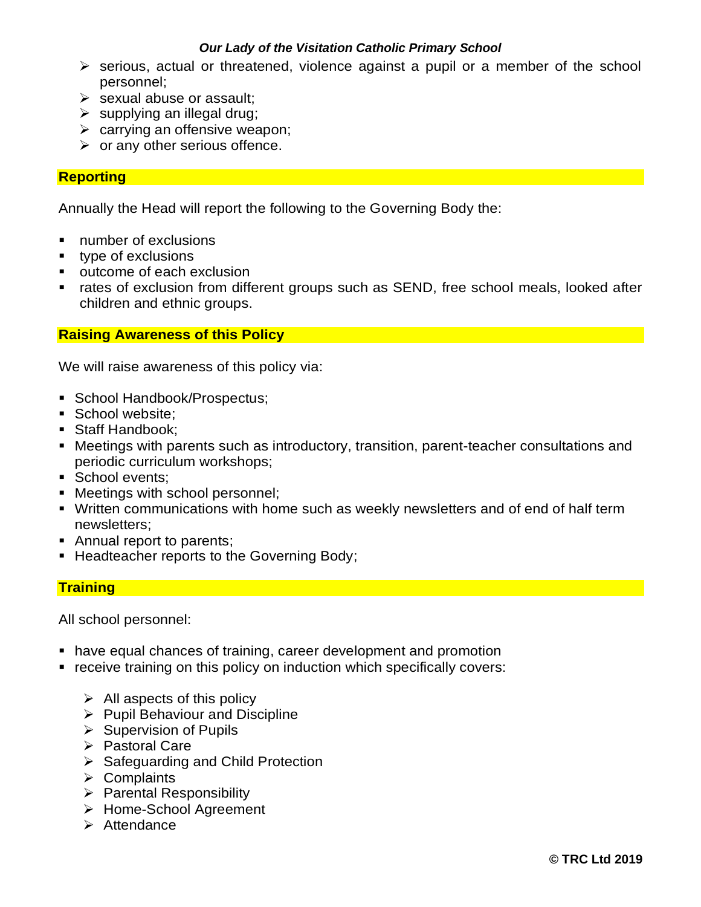- serious, actual or threatened, violence against a pupil or a member of the school personnel;
- sexual abuse or assault;
- supplying an illegal drug;
- carrying an offensive weapon;
- or any other serious offence.

## Reporting

Annually the Head will report the following to the Governing Body the:

- number of exclusions
- type of exclusions
- outcome of each exclusion
- rates of exclusion from different groups such as SEND, free school meals, looked after children and ethnic groups.

## Raising Awareness of this Policy

We will raise awareness of this policy via:

- School Handbook/Prospectus;
- School website;
- Staff Handbook;
- Meetings with parents such as introductory, transition, parent-teacher consultations and periodic curriculum workshops;
- School events;
- Meetings with school personnel;
- Written communications with home such as weekly newsletters and of end of half term newsletters;
- Annual report to parents;
- Headteacher reports to the Governing Body;

## Training

All school personnel:

- have equal chances of training, career development and promotion
- receive training on this policy on induction which specifically covers:
  - All aspects of this policy
  - Pupil Behaviour and Discipline
  - Supervision of Pupils
  - Pastoral Care
  - Safeguarding and Child Protection
  - Complaints
  - Parental Responsibility
  - Home-School Agreement
  - Attendance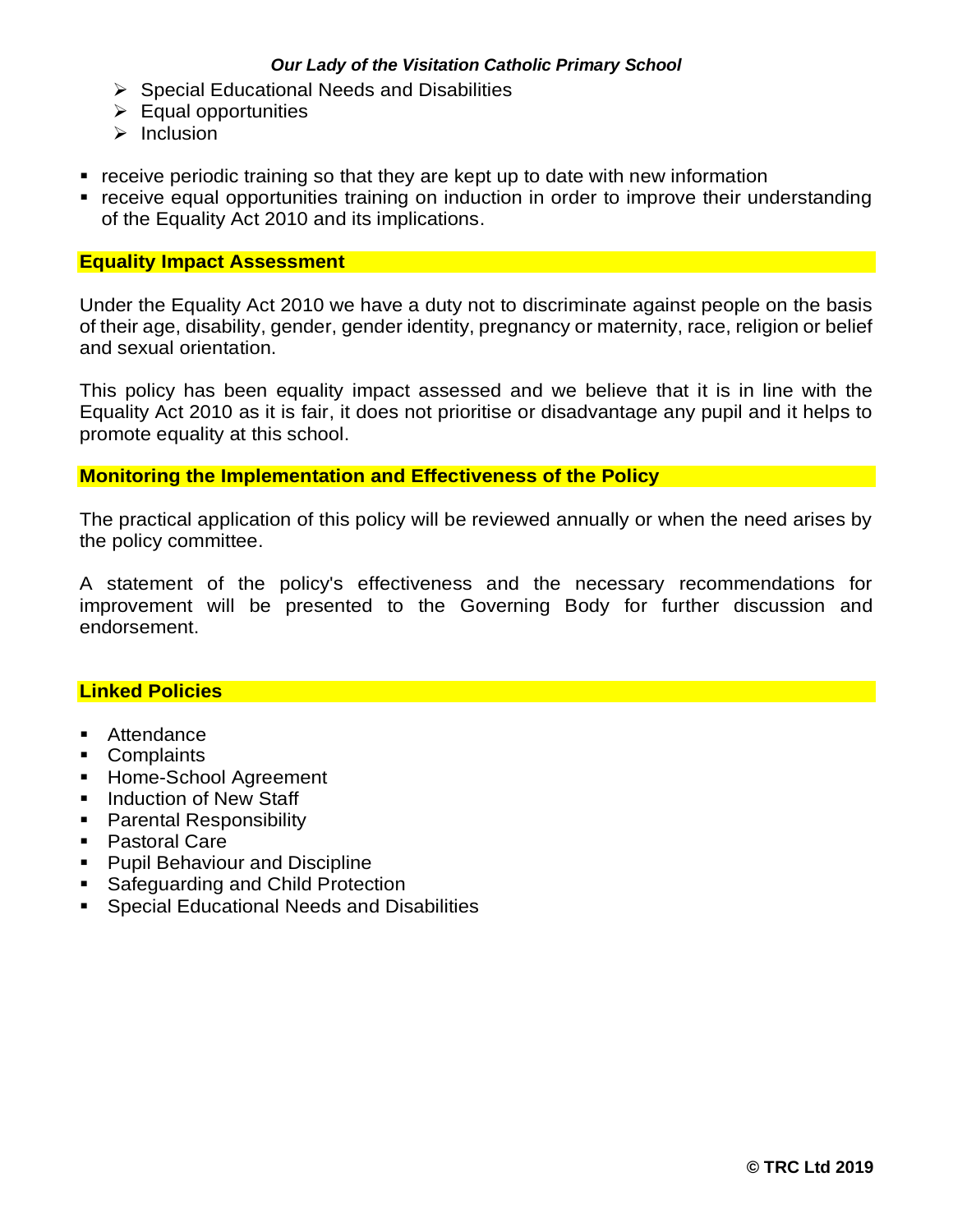- Special Educational Needs and Disabilities
- Equal opportunities
- Inclusion

- receive periodic training so that they are kept up to date with new information
- receive equal opportunities training on induction in order to improve their understanding of the Equality Act 2010 and its implications.

## Equality Impact Assessment

Under the Equality Act 2010 we have a duty not to discriminate against people on the basis of their age, disability, gender, gender identity, pregnancy or maternity, race, religion or belief and sexual orientation.

This policy has been equality impact assessed and we believe that it is in line with the Equality Act 2010 as it is fair, it does not prioritise or disadvantage any pupil and it helps to promote equality at this school.

## Monitoring the Implementation and Effectiveness of the Policy

The practical application of this policy will be reviewed annually or when the need arises by the policy committee.

A statement of the policy's effectiveness and the necessary recommendations for improvement will be presented to the Governing Body for further discussion and endorsement.

## Linked Policies

- Attendance
- Complaints
- Home-School Agreement
- Induction of New Staff
- Parental Responsibility
- Pastoral Care
- Pupil Behaviour and Discipline
- Safeguarding and Child Protection
- Special Educational Needs and Disabilities